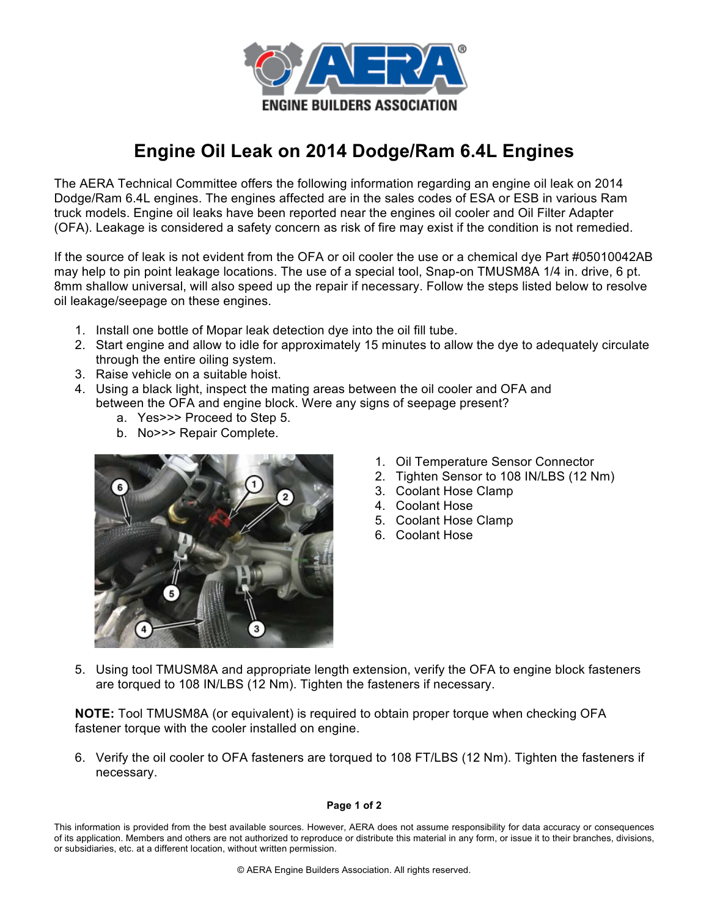# Engine Oil Leak on 2014 Dodge/Ram 6.4L Engines

The AERA Technical Committee offers the following information regarding an engine oil leak on 2014 Dodge/Ram 6.4L engines. The engines affected are in the sales codes of ESA or ESB in various Ram truck models. Engine oil leaks have been reported near the engines oil cooler and Oil Filter Adapter (OFA). Leakage is considered a safety concern as risk of fire may exist if the condition is not remedied.

If the source of leak is not evident from the OFA or oil cooler the use or a chemical dye Part #05010042AB may help to pin point leakage locations. The use of a special tool, Snap-on TMUSM8A 1/4 in. drive, 6 pt. 8mm shallow universal, will also speed up the repair if necessary. Follow the steps listed below to resolve oil leakage/seepage on these engines.

1. Install one bottle of Mopar leak detection dye into the oil fill tube.
2. Start engine and allow to idle for approximately 15 minutes to allow the dye to adequately circulate through the entire oiling system.
3. Raise vehicle on a suitable hoist.
4. Using a black light, inspect the mating areas between the oil cooler and OFA and between the OFA and engine block. Were any signs of seepage present?
   a. Yes>>> Proceed to Step 5.
   b. No>>> Repair Complete.

1. Oil Temperature Sensor Connector
2. Tighten Sensor to 108 IN/LBS (12 Nm)
3. Coolant Hose Clamp
4. Coolant Hose
5. Coolant Hose Clamp
6. Coolant Hose

5. Using tool TMUSM8A and appropriate length extension, verify the OFA to engine block fasteners are torqued to 108 IN/LBS (12 Nm). Tighten the fasteners if necessary.

**NOTE:** Tool TMUSM8A (or equivalent) is required to obtain proper torque when checking OFA fastener torque with the cooler installed on engine.

6. Verify the oil cooler to OFA fasteners are torqued to 108 FT/LBS (12 Nm). Tighten the fasteners if necessary.

This information is provided from the best available sources. However, AERA does not assume responsibility for data accuracy or consequences of its application. Members and others are not authorized to reproduce or distribute this material in any form, or issue it to their branches, divisions, or subsidiaries, etc. at a different location, without written permission.

© AERA Engine Builders Association. All rights reserved.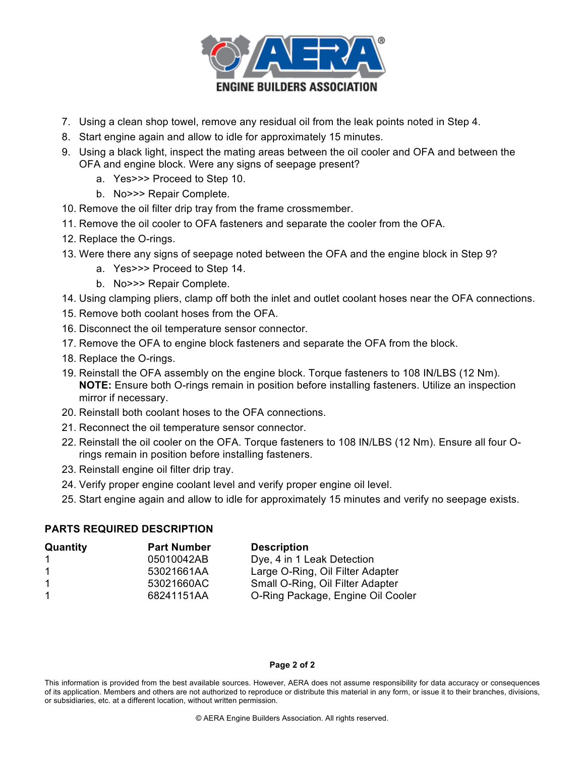7. Using a clean shop towel, remove any residual oil from the leak points noted in Step 4.
8. Start engine again and allow to idle for approximately 15 minutes.
9. Using a black light, inspect the mating areas between the oil cooler and OFA and between the OFA and engine block. Were any signs of seepage present?
   a. Yes>>> Proceed to Step 10.
   b. No>>> Repair Complete.
10. Remove the oil filter drip tray from the frame crossmember.
11. Remove the oil cooler to OFA fasteners and separate the cooler from the OFA.
12. Replace the O-rings.
13. Were there any signs of seepage noted between the OFA and the engine block in Step 9?
    a. Yes>>> Proceed to Step 14.
    b. No>>> Repair Complete.
14. Using clamping pliers, clamp off both the inlet and outlet coolant hoses near the OFA connections.
15. Remove both coolant hoses from the OFA.
16. Disconnect the oil temperature sensor connector.
17. Remove the OFA to engine block fasteners and separate the OFA from the block.
18. Replace the O-rings.
19. Reinstall the OFA assembly on the engine block. Torque fasteners to 108 IN/LBS (12 Nm). **NOTE:** Ensure both O-rings remain in position before installing fasteners. Utilize an inspection mirror if necessary.
20. Reinstall both coolant hoses to the OFA connections.
21. Reconnect the oil temperature sensor connector.
22. Reinstall the oil cooler on the OFA. Torque fasteners to 108 IN/LBS (12 Nm). Ensure all four O-rings remain in position before installing fasteners.
23. Reinstall engine oil filter drip tray.
24. Verify proper engine coolant level and verify proper engine oil level.
25. Start engine again and allow to idle for approximately 15 minutes and verify no seepage exists.

## PARTS REQUIRED DESCRIPTION

| Quantity | Part Number | Description |
|---|---|---|
| 1 | 05010042AB | Dye, 4 in 1 Leak Detection |
| 1 | 53021661AA | Large O-Ring, Oil Filter Adapter |
| 1 | 53021660AC | Small O-Ring, Oil Filter Adapter |
| 1 | 68241151AA | O-Ring Package, Engine Oil Cooler |

This information is provided from the best available sources. However, AERA does not assume responsibility for data accuracy or consequences of its application. Members and others are not authorized to reproduce or distribute this material in any form, or issue it to their branches, divisions, or subsidiaries, etc. at a different location, without written permission.

© AERA Engine Builders Association. All rights reserved.